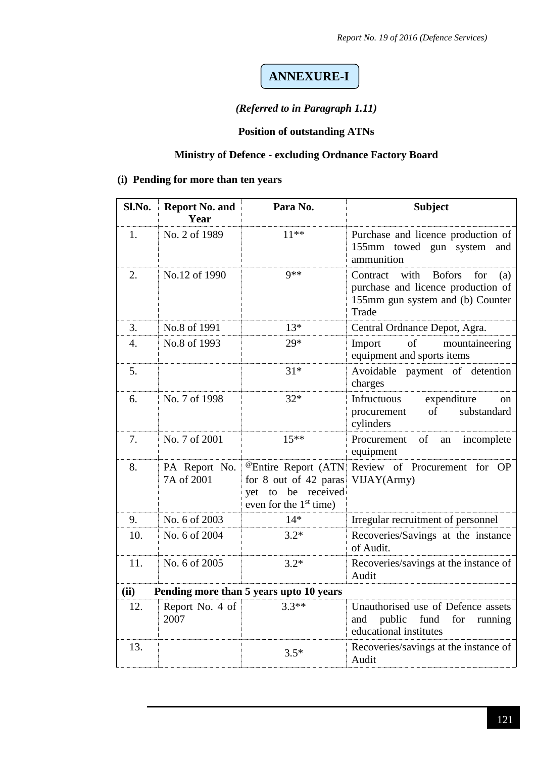# ANNEXURE-I

***(Referred to in Paragraph 1.11)***

**Position of outstanding ATNs**

**Ministry of Defence - excluding Ordnance Factory Board**

**(i) Pending for more than ten years**

| Sl.No. | Report No. and Year | Para No. | Subject |
|---|---|---|---|
| 1. | No. 2 of 1989 | 11** | Purchase and licence production of 155mm towed gun system and ammunition |
| 2. | No.12 of 1990 | 9** | Contract with Bofors for (a) purchase and licence production of 155mm gun system and (b) Counter Trade |
| 3. | No.8 of 1991 | 13* | Central Ordnance Depot, Agra. |
| 4. | No.8 of 1993 | 29* | Import of mountaineering equipment and sports items |
| 5. | | 31* | Avoidable payment of detention charges |
| 6. | No. 7 of 1998 | 32* | Infructuous expenditure on procurement of substandard cylinders |
| 7. | No. 7 of 2001 | 15** | Procurement of an incomplete equipment |
| 8. | PA Report No. 7A of 2001 | @Entire Report (ATN for 8 out of 42 paras yet to be received even for the 1st time) | Review of Procurement for OP VIJAY(Army) |
| 9. | No. 6 of 2003 | 14* | Irregular recruitment of personnel |
| 10. | No. 6 of 2004 | 3.2* | Recoveries/Savings at the instance of Audit. |
| 11. | No. 6 of 2005 | 3.2* | Recoveries/savings at the instance of Audit |
| **(ii)** | **Pending more than 5 years upto 10 years** | | |
| 12. | Report No. 4 of 2007 | 3.3** | Unauthorised use of Defence assets and public fund for running educational institutes |
| 13. | | 3.5* | Recoveries/savings at the instance of Audit |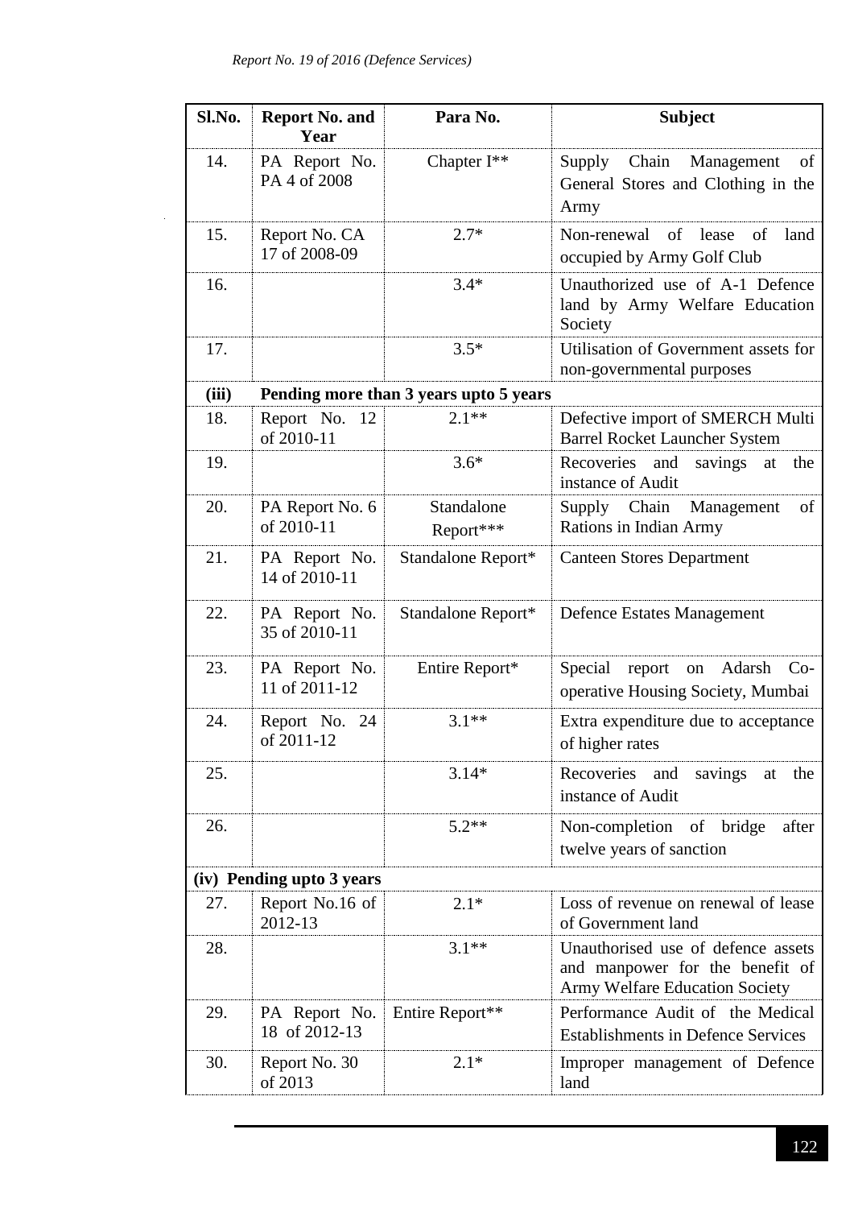| Sl.No. | Report No. and Year | Para No. | Subject |
|---|---|---|---|
| 14. | PA Report No. PA 4 of 2008 | Chapter I** | Supply Chain Management of General Stores and Clothing in the Army |
| 15. | Report No. CA 17 of 2008-09 | 2.7* | Non-renewal of lease of land occupied by Army Golf Club |
| 16. | | 3.4* | Unauthorized use of A-1 Defence land by Army Welfare Education Society |
| 17. | | 3.5* | Utilisation of Government assets for non-governmental purposes |
| **(iii)** | **Pending more than 3 years upto 5 years** | | |
| 18. | Report No. 12 of 2010-11 | 2.1** | Defective import of SMERCH Multi Barrel Rocket Launcher System |
| 19. | | 3.6* | Recoveries and savings at the instance of Audit |
| 20. | PA Report No. 6 of 2010-11 | Standalone Report*** | Supply Chain Management of Rations in Indian Army |
| 21. | PA Report No. 14 of 2010-11 | Standalone Report* | Canteen Stores Department |
| 22. | PA Report No. 35 of 2010-11 | Standalone Report* | Defence Estates Management |
| 23. | PA Report No. 11 of 2011-12 | Entire Report* | Special report on Adarsh Co-operative Housing Society, Mumbai |
| 24. | Report No. 24 of 2011-12 | 3.1** | Extra expenditure due to acceptance of higher rates |
| 25. | | 3.14* | Recoveries and savings at the instance of Audit |
| 26. | | 5.2** | Non-completion of bridge after twelve years of sanction |
| **(iv) Pending upto 3 years** | | | |
| 27. | Report No.16 of 2012-13 | 2.1* | Loss of revenue on renewal of lease of Government land |
| 28. | | 3.1** | Unauthorised use of defence assets and manpower for the benefit of Army Welfare Education Society |
| 29. | PA Report No. 18 of 2012-13 | Entire Report** | Performance Audit of the Medical Establishments in Defence Services |
| 30. | Report No. 30 of 2013 | 2.1* | Improper management of Defence land |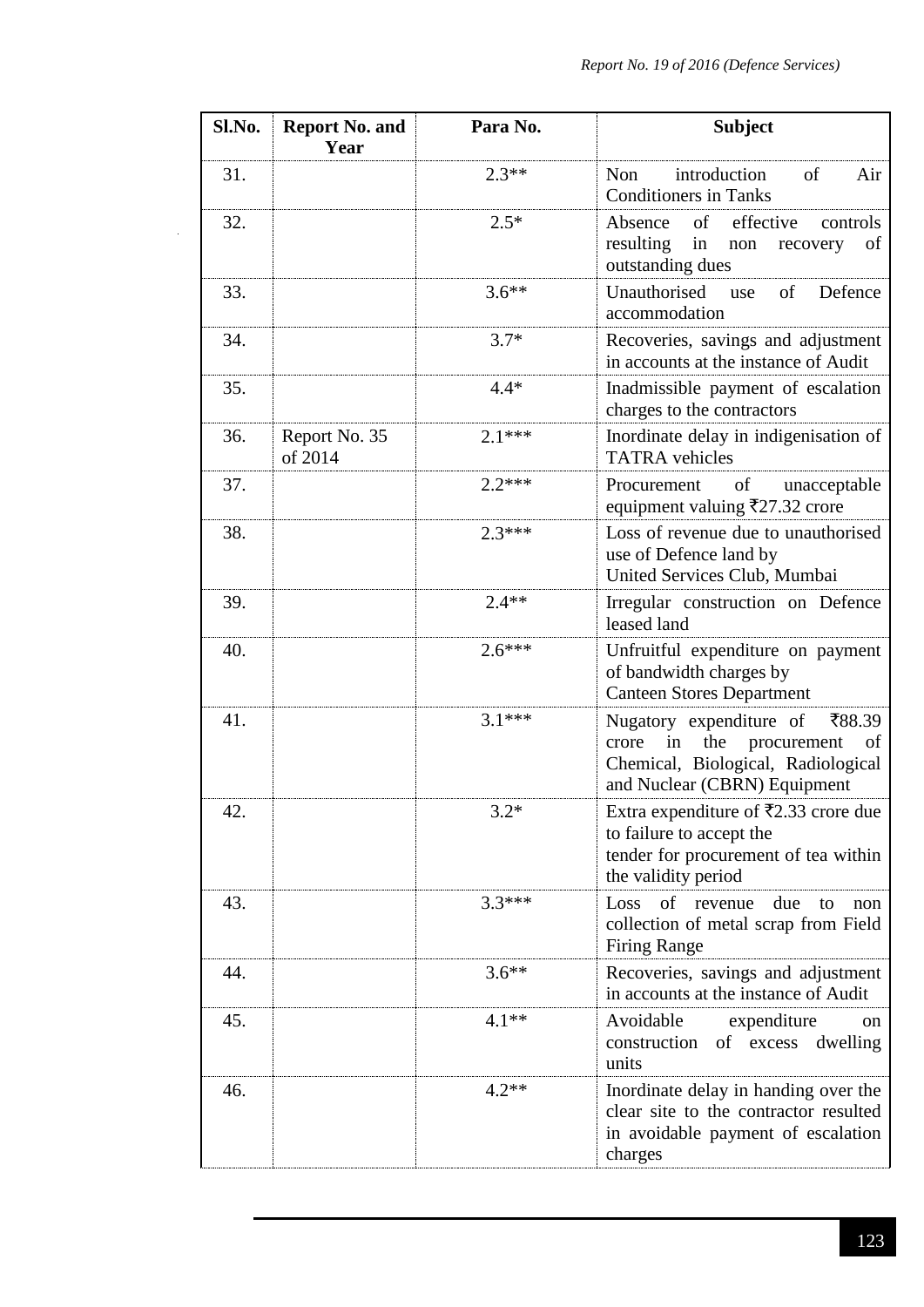| Sl.No. | Report No. and Year | Para No. | Subject |
|---|---|---|---|
| 31. | | 2.3** | Non introduction of Air Conditioners in Tanks |
| 32. | | 2.5* | Absence of effective controls resulting in non recovery of outstanding dues |
| 33. | | 3.6** | Unauthorised use of Defence accommodation |
| 34. | | 3.7* | Recoveries, savings and adjustment in accounts at the instance of Audit |
| 35. | | 4.4* | Inadmissible payment of escalation charges to the contractors |
| 36. | Report No. 35 of 2014 | 2.1*** | Inordinate delay in indigenisation of TATRA vehicles |
| 37. | | 2.2*** | Procurement of unacceptable equipment valuing ₹27.32 crore |
| 38. | | 2.3*** | Loss of revenue due to unauthorised use of Defence land by United Services Club, Mumbai |
| 39. | | 2.4** | Irregular construction on Defence leased land |
| 40. | | 2.6*** | Unfruitful expenditure on payment of bandwidth charges by Canteen Stores Department |
| 41. | | 3.1*** | Nugatory expenditure of ₹88.39 crore in the procurement of Chemical, Biological, Radiological and Nuclear (CBRN) Equipment |
| 42. | | 3.2* | Extra expenditure of ₹2.33 crore due to failure to accept the tender for procurement of tea within the validity period |
| 43. | | 3.3*** | Loss of revenue due to non collection of metal scrap from Field Firing Range |
| 44. | | 3.6** | Recoveries, savings and adjustment in accounts at the instance of Audit |
| 45. | | 4.1** | Avoidable expenditure on construction of excess dwelling units |
| 46. | | 4.2** | Inordinate delay in handing over the clear site to the contractor resulted in avoidable payment of escalation charges |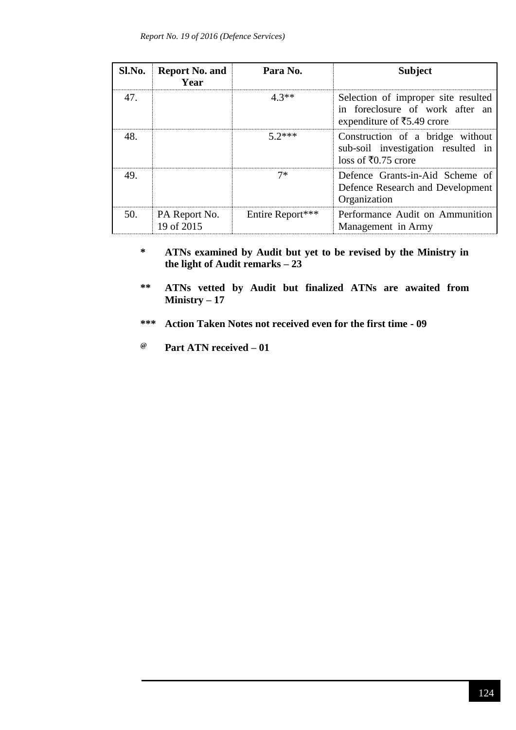| Sl.No. | Report No. and Year | Para No. | Subject |
|---|---|---|---|
| 47. | | 4.3** | Selection of improper site resulted in foreclosure of work after an expenditure of ₹5.49 crore |
| 48. | | 5.2*** | Construction of a bridge without sub-soil investigation resulted in loss of ₹0.75 crore |
| 49. | | 7* | Defence Grants-in-Aid Scheme of Defence Research and Development Organization |
| 50. | PA Report No. 19 of 2015 | Entire Report*** | Performance Audit on Ammunition Management in Army |

**\*** **ATNs examined by Audit but yet to be revised by the Ministry in the light of Audit remarks – 23**

**\*\*** **ATNs vetted by Audit but finalized ATNs are awaited from Ministry – 17**

**\*\*\*** **Action Taken Notes not received even for the first time - 09**

**@** **Part ATN received – 01**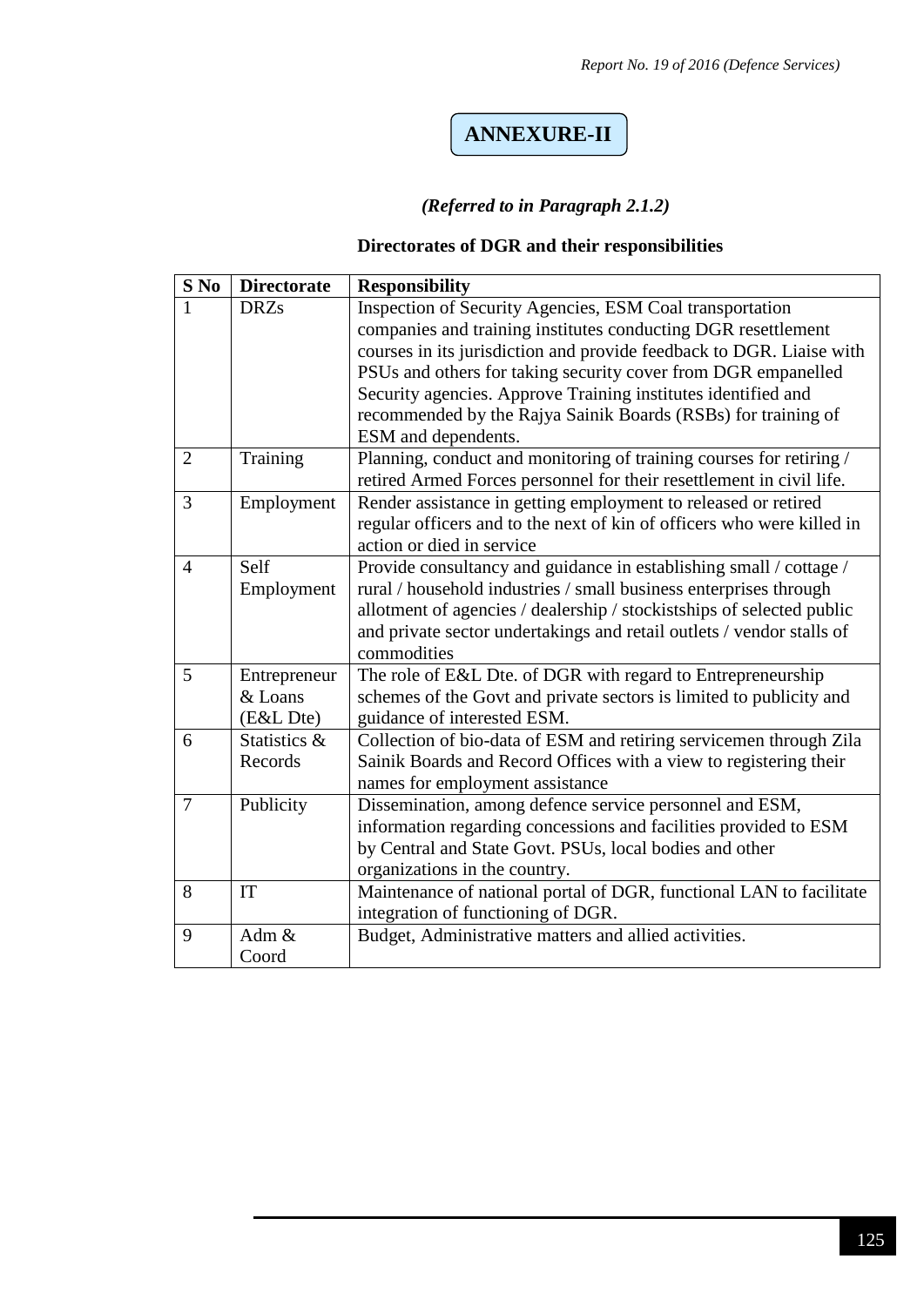# ANNEXURE-II

*(Referred to in Paragraph 2.1.2)*

**Directorates of DGR and their responsibilities**

| S No | Directorate | Responsibility |
|---|---|---|
| 1 | DRZs | Inspection of Security Agencies, ESM Coal transportation companies and training institutes conducting DGR resettlement courses in its jurisdiction and provide feedback to DGR. Liaise with PSUs and others for taking security cover from DGR empanelled Security agencies. Approve Training institutes identified and recommended by the Rajya Sainik Boards (RSBs) for training of ESM and dependents. |
| 2 | Training | Planning, conduct and monitoring of training courses for retiring / retired Armed Forces personnel for their resettlement in civil life. |
| 3 | Employment | Render assistance in getting employment to released or retired regular officers and to the next of kin of officers who were killed in action or died in service |
| 4 | Self Employment | Provide consultancy and guidance in establishing small / cottage / rural / household industries / small business enterprises through allotment of agencies / dealership / stockistships of selected public and private sector undertakings and retail outlets / vendor stalls of commodities |
| 5 | Entrepreneur & Loans (E&L Dte) | The role of E&L Dte. of DGR with regard to Entrepreneurship schemes of the Govt and private sectors is limited to publicity and guidance of interested ESM. |
| 6 | Statistics & Records | Collection of bio-data of ESM and retiring servicemen through Zila Sainik Boards and Record Offices with a view to registering their names for employment assistance |
| 7 | Publicity | Dissemination, among defence service personnel and ESM, information regarding concessions and facilities provided to ESM by Central and State Govt. PSUs, local bodies and other organizations in the country. |
| 8 | IT | Maintenance of national portal of DGR, functional LAN to facilitate integration of functioning of DGR. |
| 9 | Adm & Coord | Budget, Administrative matters and allied activities. |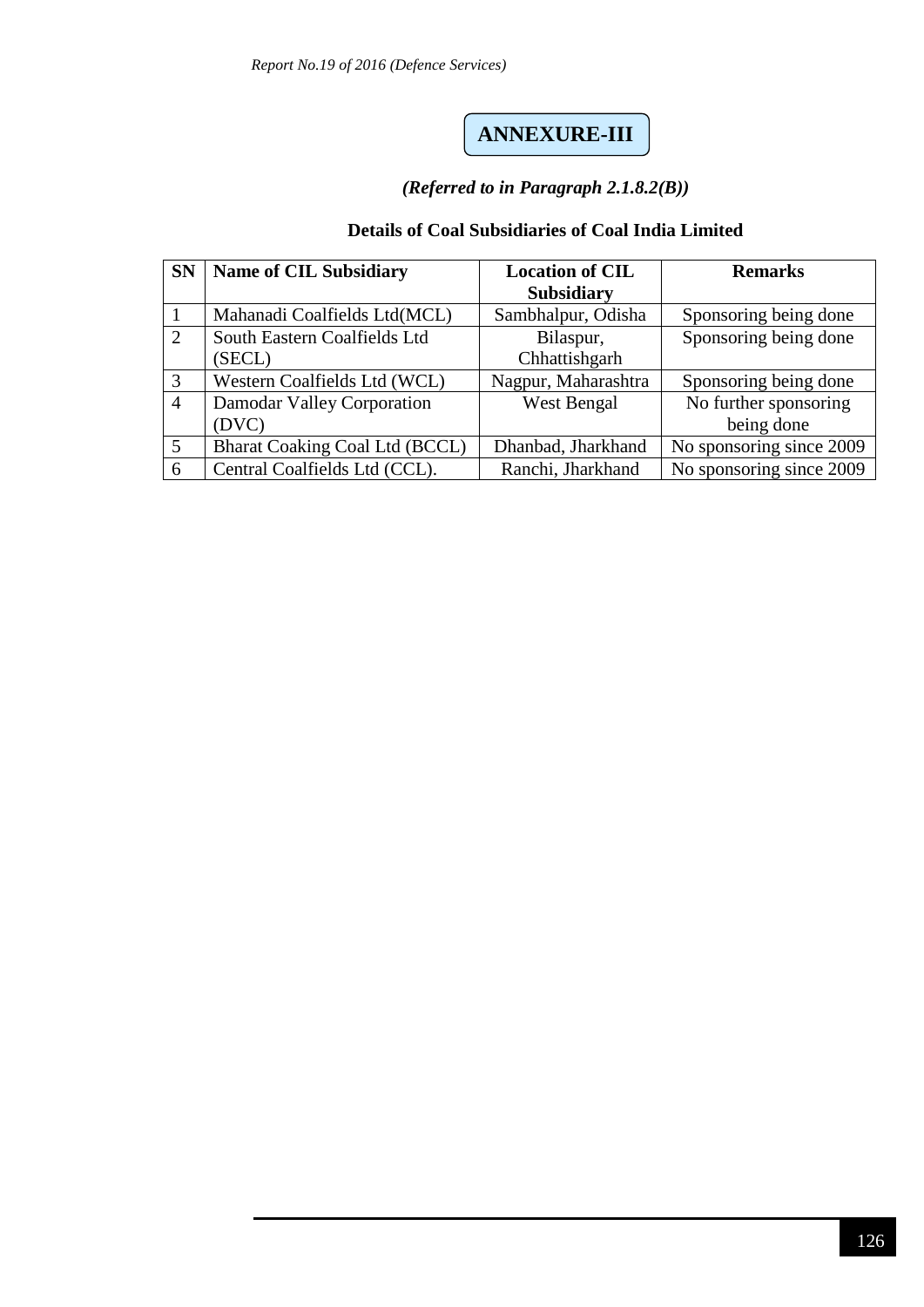# ANNEXURE-III

***(Referred to in Paragraph 2.1.8.2(B))***

**Details of Coal Subsidiaries of Coal India Limited**

| SN | Name of CIL Subsidiary | Location of CIL Subsidiary | Remarks |
|---|---|---|---|
| 1 | Mahanadi Coalfields Ltd(MCL) | Sambhalpur, Odisha | Sponsoring being done |
| 2 | South Eastern Coalfields Ltd (SECL) | Bilaspur, Chhattishgarh | Sponsoring being done |
| 3 | Western Coalfields Ltd (WCL) | Nagpur, Maharashtra | Sponsoring being done |
| 4 | Damodar Valley Corporation (DVC) | West Bengal | No further sponsoring being done |
| 5 | Bharat Coaking Coal Ltd (BCCL) | Dhanbad, Jharkhand | No sponsoring since 2009 |
| 6 | Central Coalfields Ltd (CCL). | Ranchi, Jharkhand | No sponsoring since 2009 |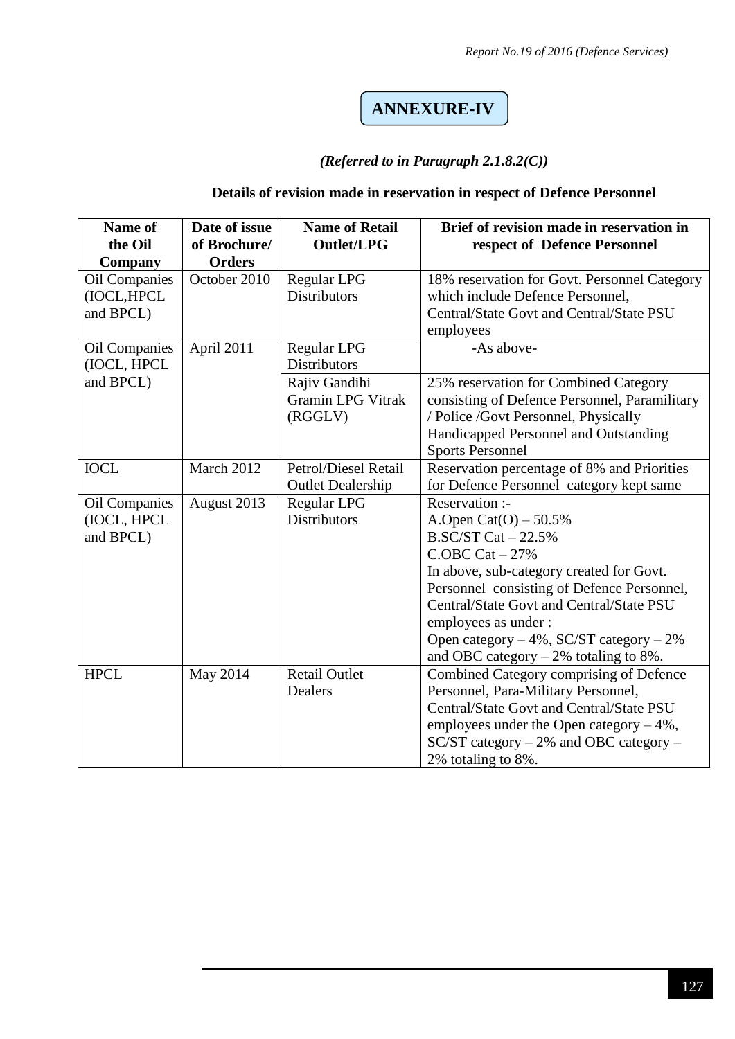# ANNEXURE-IV

*(Referred to in Paragraph 2.1.8.2(C))*

**Details of revision made in reservation in respect of Defence Personnel**

| Name of the Oil Company | Date of issue of Brochure/ Orders | Name of Retail Outlet/LPG | Brief of revision made in reservation in respect of Defence Personnel |
|---|---|---|---|
| Oil Companies (IOCL,HPCL and BPCL) | October 2010 | Regular LPG Distributors | 18% reservation for Govt. Personnel Category which include Defence Personnel, Central/State Govt and Central/State PSU employees |
| Oil Companies (IOCL, HPCL and BPCL) | April 2011 | Regular LPG Distributors | -As above- |
| | | Rajiv Gandihi Gramin LPG Vitrak (RGGLV) | 25% reservation for Combined Category consisting of Defence Personnel, Paramilitary / Police /Govt Personnel, Physically Handicapped Personnel and Outstanding Sports Personnel |
| IOCL | March 2012 | Petrol/Diesel Retail Outlet Dealership | Reservation percentage of 8% and Priorities for Defence Personnel category kept same |
| Oil Companies (IOCL, HPCL and BPCL) | August 2013 | Regular LPG Distributors | Reservation :-<br>A.Open Cat(O) – 50.5%<br>B.SC/ST Cat – 22.5%<br>C.OBC Cat – 27%<br>In above, sub-category created for Govt. Personnel consisting of Defence Personnel, Central/State Govt and Central/State PSU employees as under :<br>Open category – 4%, SC/ST category – 2% and OBC category – 2% totaling to 8%. |
| HPCL | May 2014 | Retail Outlet Dealers | Combined Category comprising of Defence Personnel, Para-Military Personnel, Central/State Govt and Central/State PSU employees under the Open category – 4%, SC/ST category – 2% and OBC category – 2% totaling to 8%. |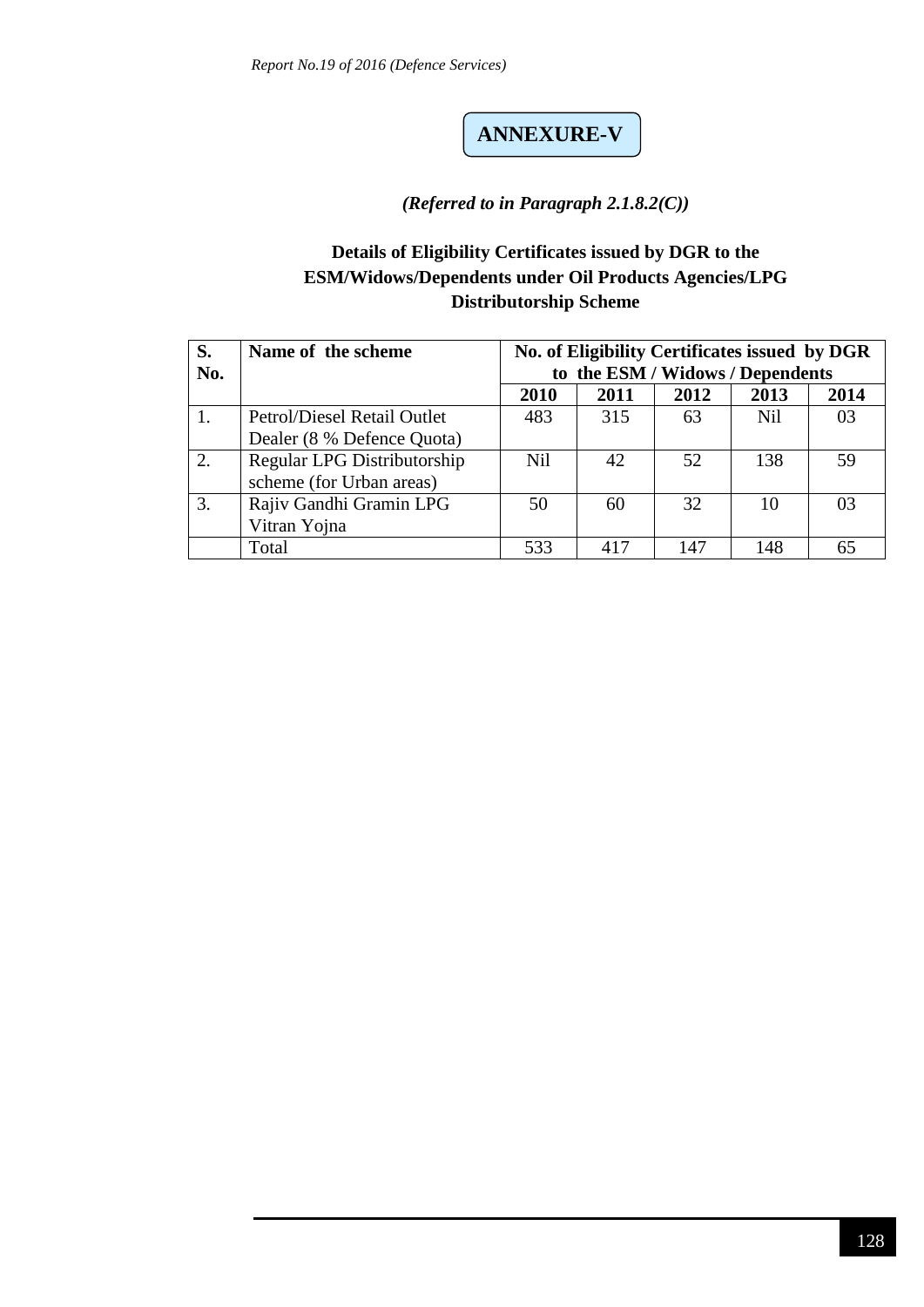# ANNEXURE-V

***(Referred to in Paragraph 2.1.8.2(C))***

**Details of Eligibility Certificates issued by DGR to the ESM/Widows/Dependents under Oil Products Agencies/LPG Distributorship Scheme**

| S. No. | Name of the scheme | No. of Eligibility Certificates issued by DGR to the ESM / Widows / Dependents | | | | |
|---|---|---|---|---|---|---|
| | | **2010** | **2011** | **2012** | **2013** | **2014** |
| 1. | Petrol/Diesel Retail Outlet Dealer (8 % Defence Quota) | 483 | 315 | 63 | Nil | 03 |
| 2. | Regular LPG Distributorship scheme (for Urban areas) | Nil | 42 | 52 | 138 | 59 |
| 3. | Rajiv Gandhi Gramin LPG Vitran Yojna | 50 | 60 | 32 | 10 | 03 |
| | Total | 533 | 417 | 147 | 148 | 65 |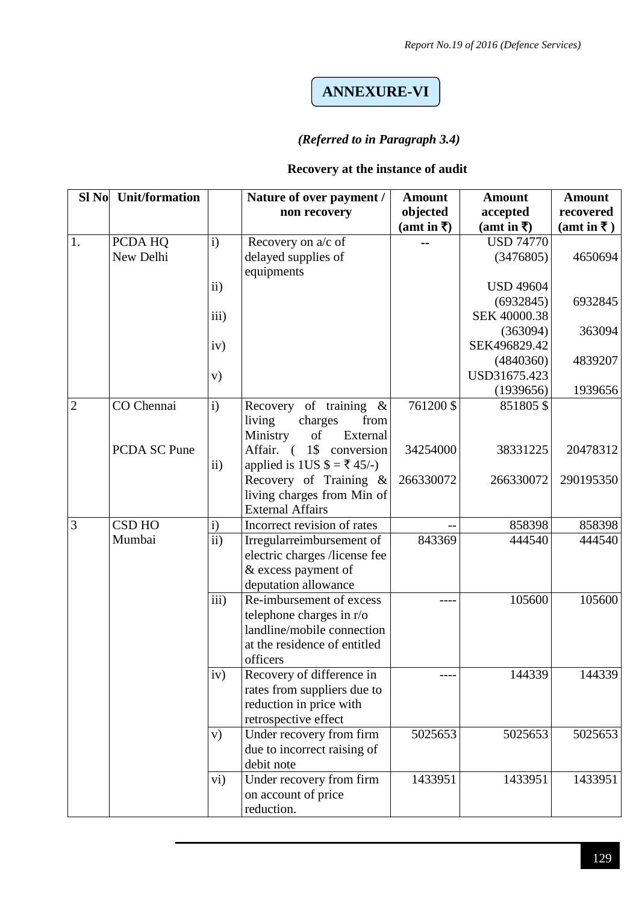# ANNEXURE-VI

*(Referred to in Paragraph 3.4)*

**Recovery at the instance of audit**

| Sl No | Unit/formation | | Nature of over payment / non recovery | Amount objected (amt in ₹) | Amount accepted (amt in ₹) | Amount recovered (amt in ₹ ) |
|---|---|---|---|---|---|---|
| 1. | PCDA HQ New Delhi | i) | Recovery on a/c of delayed supplies of equipments | -- | USD 74770 (3476805) | 4650694 |
| | | ii) | | | USD 49604 (6932845) | 6932845 |
| | | iii) | | | SEK 40000.38 (363094) | 363094 |
| | | iv) | | | SEK496829.42 (4840360) | 4839207 |
| | | v) | | | USD31675.423 (1939656) | 1939656 |
| 2 | CO Chennai | i) | Recovery of training & living charges from Ministry of External Affair. ( 1$ conversion applied is 1US $ = ₹ 45/-) | 761200 $ | 851805 $ | |
| | PCDA SC Pune | | | 34254000 | 38331225 | 20478312 |
| | | ii) | Recovery of Training & living charges from Min of External Affairs | 266330072 | 266330072 | 290195350 |
| 3 | CSD HO Mumbai | i) | Incorrect revision of rates | -- | 858398 | 858398 |
| | | ii) | Irregularreimbursement of electric charges /license fee & excess payment of deputation allowance | 843369 | 444540 | 444540 |
| | | iii) | Re-imbursement of excess telephone charges in r/o landline/mobile connection at the residence of entitled officers | ---- | 105600 | 105600 |
| | | iv) | Recovery of difference in rates from suppliers due to reduction in price with retrospective effect | ---- | 144339 | 144339 |
| | | v) | Under recovery from firm due to incorrect raising of debit note | 5025653 | 5025653 | 5025653 |
| | | vi) | Under recovery from firm on account of price reduction. | 1433951 | 1433951 | 1433951 |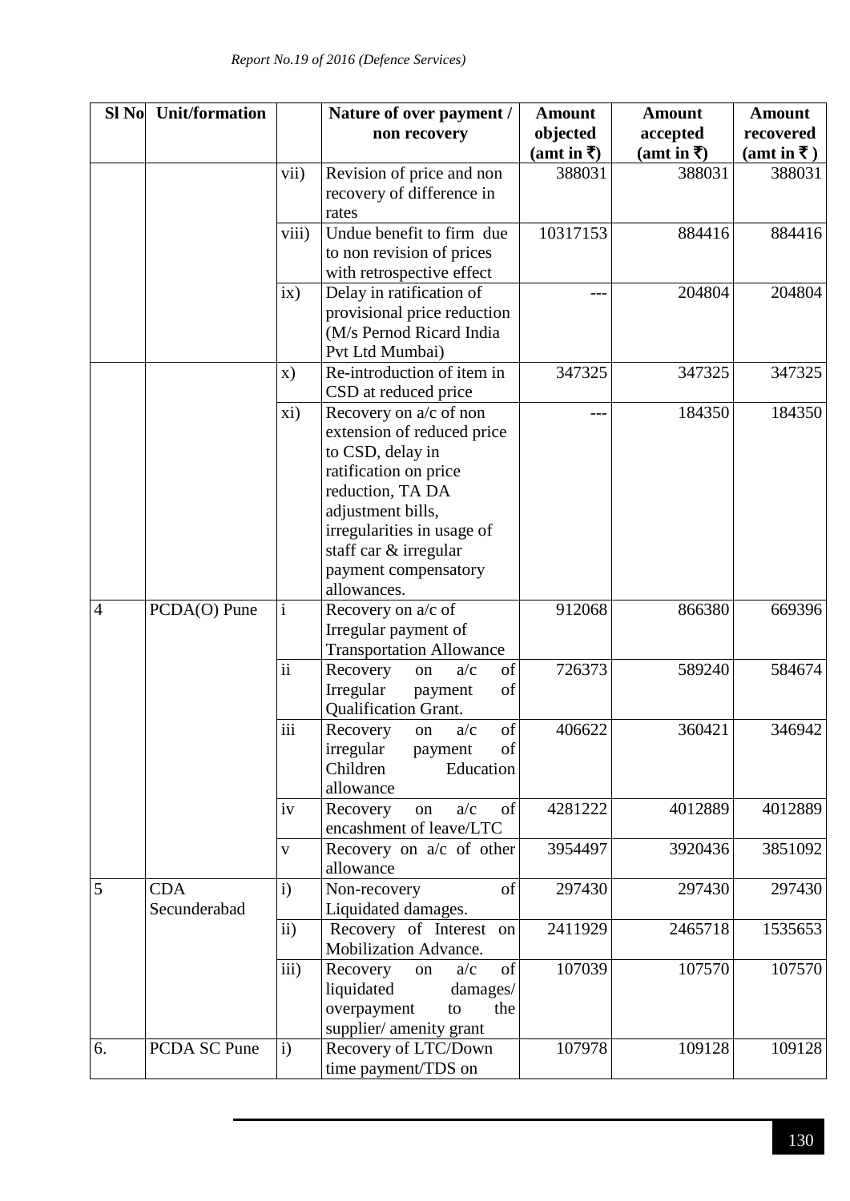| Sl No | Unit/formation | | Nature of over payment / non recovery | Amount objected (amt in ₹) | Amount accepted (amt in ₹) | Amount recovered (amt in ₹ ) |
|---|---|---|---|---|---|---|
| | | vii) | Revision of price and non recovery of difference in rates | 388031 | 388031 | 388031 |
| | | viii) | Undue benefit to firm due to non revision of prices with retrospective effect | 10317153 | 884416 | 884416 |
| | | ix) | Delay in ratification of provisional price reduction (M/s Pernod Ricard India Pvt Ltd Mumbai) | --- | 204804 | 204804 |
| | | x) | Re-introduction of item in CSD at reduced price | 347325 | 347325 | 347325 |
| | | xi) | Recovery on a/c of non extension of reduced price to CSD, delay in ratification on price reduction, TA DA adjustment bills, irregularities in usage of staff car & irregular payment compensatory allowances. | --- | 184350 | 184350 |
| 4 | PCDA(O) Pune | i | Recovery on a/c of Irregular payment of Transportation Allowance | 912068 | 866380 | 669396 |
| | | ii | Recovery on a/c of Irregular payment of Qualification Grant. | 726373 | 589240 | 584674 |
| | | iii | Recovery on a/c of irregular payment of Children Education allowance | 406622 | 360421 | 346942 |
| | | iv | Recovery on a/c of encashment of leave/LTC | 4281222 | 4012889 | 4012889 |
| | | v | Recovery on a/c of other allowance | 3954497 | 3920436 | 3851092 |
| 5 | CDA Secunderabad | i) | Non-recovery of Liquidated damages. | 297430 | 297430 | 297430 |
| | | ii) | Recovery of Interest on Mobilization Advance. | 2411929 | 2465718 | 1535653 |
| | | iii) | Recovery on a/c of liquidated damages/ overpayment to the supplier/ amenity grant | 107039 | 107570 | 107570 |
| 6. | PCDA SC Pune | i) | Recovery of LTC/Down time payment/TDS on | 107978 | 109128 | 109128 |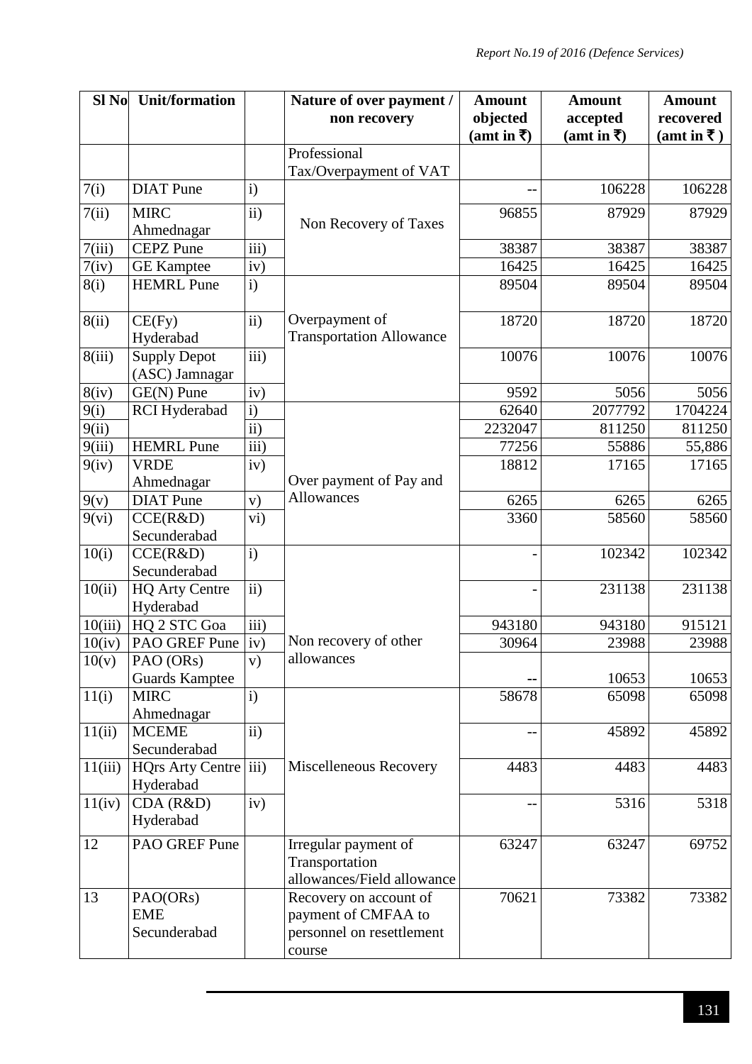| Sl No | Unit/formation | | Nature of over payment / non recovery | Amount objected (amt in ₹) | Amount accepted (amt in ₹) | Amount recovered (amt in ₹ ) |
|---|---|---|---|---|---|---|
| | | | Professional Tax/Overpayment of VAT | | | |
| 7(i) | DIAT Pune | i) | Non Recovery of Taxes | -- | 106228 | 106228 |
| 7(ii) | MIRC Ahmednagar | ii) | | 96855 | 87929 | 87929 |
| 7(iii) | CEPZ Pune | iii) | | 38387 | 38387 | 38387 |
| 7(iv) | GE Kamptee | iv) | | 16425 | 16425 | 16425 |
| 8(i) | HEMRL Pune | i) | Overpayment of Transportation Allowance | 89504 | 89504 | 89504 |
| 8(ii) | CE(Fy) Hyderabad | ii) | | 18720 | 18720 | 18720 |
| 8(iii) | Supply Depot (ASC) Jamnagar | iii) | | 10076 | 10076 | 10076 |
| 8(iv) | GE(N) Pune | iv) | | 9592 | 5056 | 5056 |
| 9(i) | RCI Hyderabad | i) | Over payment of Pay and Allowances | 62640 | 2077792 | 1704224 |
| 9(ii) | | ii) | | 2232047 | 811250 | 811250 |
| 9(iii) | HEMRL Pune | iii) | | 77256 | 55886 | 55,886 |
| 9(iv) | VRDE Ahmednagar | iv) | | 18812 | 17165 | 17165 |
| 9(v) | DIAT Pune | v) | | 6265 | 6265 | 6265 |
| 9(vi) | CCE(R&D) Secunderabad | vi) | | 3360 | 58560 | 58560 |
| 10(i) | CCE(R&D) Secunderabad | i) | Non recovery of other allowances | - | 102342 | 102342 |
| 10(ii) | HQ Arty Centre Hyderabad | ii) | | - | 231138 | 231138 |
| 10(iii) | HQ 2 STC Goa | iii) | | 943180 | 943180 | 915121 |
| 10(iv) | PAO GREF Pune | iv) | | 30964 | 23988 | 23988 |
| 10(v) | PAO (ORs) Guards Kamptee | v) | | -- | 10653 | 10653 |
| 11(i) | MIRC Ahmednagar | i) | Miscelleneous Recovery | 58678 | 65098 | 65098 |
| 11(ii) | MCEME Secunderabad | ii) | | -- | 45892 | 45892 |
| 11(iii) | HQrs Arty Centre Hyderabad | iii) | | 4483 | 4483 | 4483 |
| 11(iv) | CDA (R&D) Hyderabad | iv) | | -- | 5316 | 5318 |
| 12 | PAO GREF Pune | | Irregular payment of Transportation allowances/Field allowance | 63247 | 63247 | 69752 |
| 13 | PAO(ORs) EME Secunderabad | | Recovery on account of payment of CMFAA to personnel on resettlement course | 70621 | 73382 | 73382 |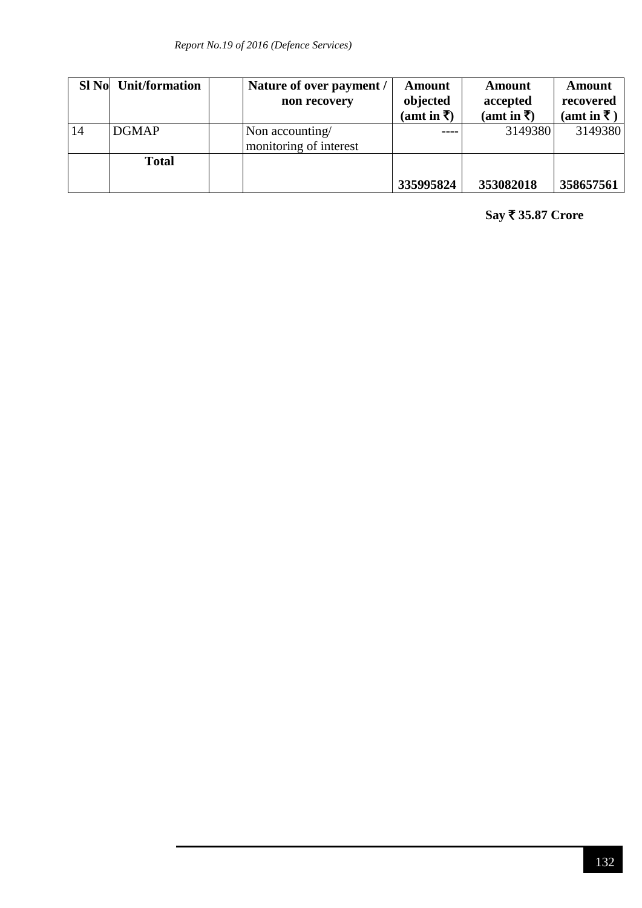| Sl No | Unit/formation | | Nature of over payment / non recovery | Amount objected (amt in ₹) | Amount accepted (amt in ₹) | Amount recovered (amt in ₹ ) |
|---|---|---|---|---|---|---|
| 14 | DGMAP | | Non accounting/ monitoring of interest | ---- | 3149380 | 3149380 |
| | **Total** | | | **335995824** | **353082018** | **358657561** |

**Say ₹ 35.87 Crore**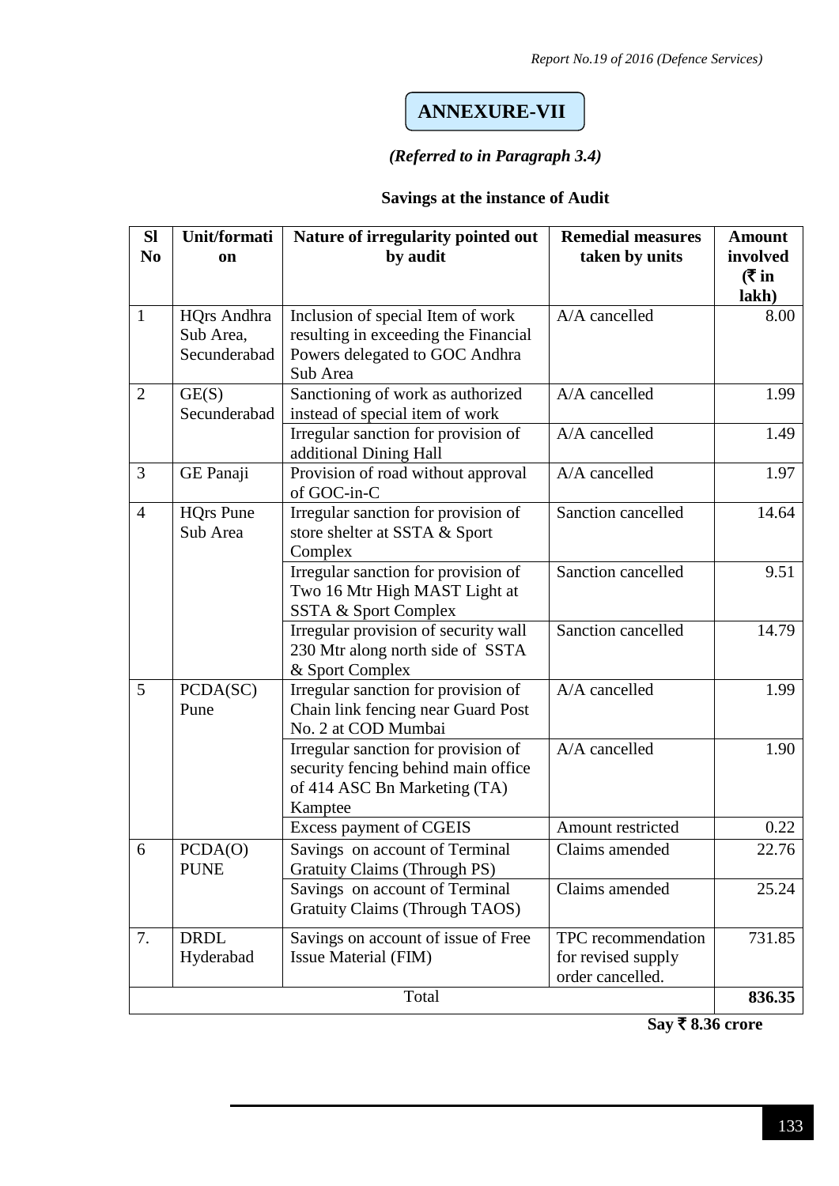# ANNEXURE-VII

*(Referred to in Paragraph 3.4)*

**Savings at the instance of Audit**

| Sl No | Unit/formation | Nature of irregularity pointed out by audit | Remedial measures taken by units | Amount involved (₹ in lakh) |
|---|---|---|---|---|
| 1 | HQrs Andhra Sub Area, Secunderabad | Inclusion of special Item of work resulting in exceeding the Financial Powers delegated to GOC Andhra Sub Area | A/A cancelled | 8.00 |
| 2 | GE(S) Secunderabad | Sanctioning of work as authorized instead of special item of work | A/A cancelled | 1.99 |
| | | Irregular sanction for provision of additional Dining Hall | A/A cancelled | 1.49 |
| 3 | GE Panaji | Provision of road without approval of GOC-in-C | A/A cancelled | 1.97 |
| 4 | HQrs Pune Sub Area | Irregular sanction for provision of store shelter at SSTA & Sport Complex | Sanction cancelled | 14.64 |
| | | Irregular sanction for provision of Two 16 Mtr High MAST Light at SSTA & Sport Complex | Sanction cancelled | 9.51 |
| | | Irregular provision of security wall 230 Mtr along north side of SSTA & Sport Complex | Sanction cancelled | 14.79 |
| 5 | PCDA(SC) Pune | Irregular sanction for provision of Chain link fencing near Guard Post No. 2 at COD Mumbai | A/A cancelled | 1.99 |
| | | Irregular sanction for provision of security fencing behind main office of 414 ASC Bn Marketing (TA) Kamptee | A/A cancelled | 1.90 |
| | | Excess payment of CGEIS | Amount restricted | 0.22 |
| 6 | PCDA(O) PUNE | Savings on account of Terminal Gratuity Claims (Through PS) | Claims amended | 22.76 |
| | | Savings on account of Terminal Gratuity Claims (Through TAOS) | Claims amended | 25.24 |
| 7. | DRDL Hyderabad | Savings on account of issue of Free Issue Material (FIM) | TPC recommendation for revised supply order cancelled. | 731.85 |
| | | Total | | **836.35** |

**Say ₹ 8.36 crore**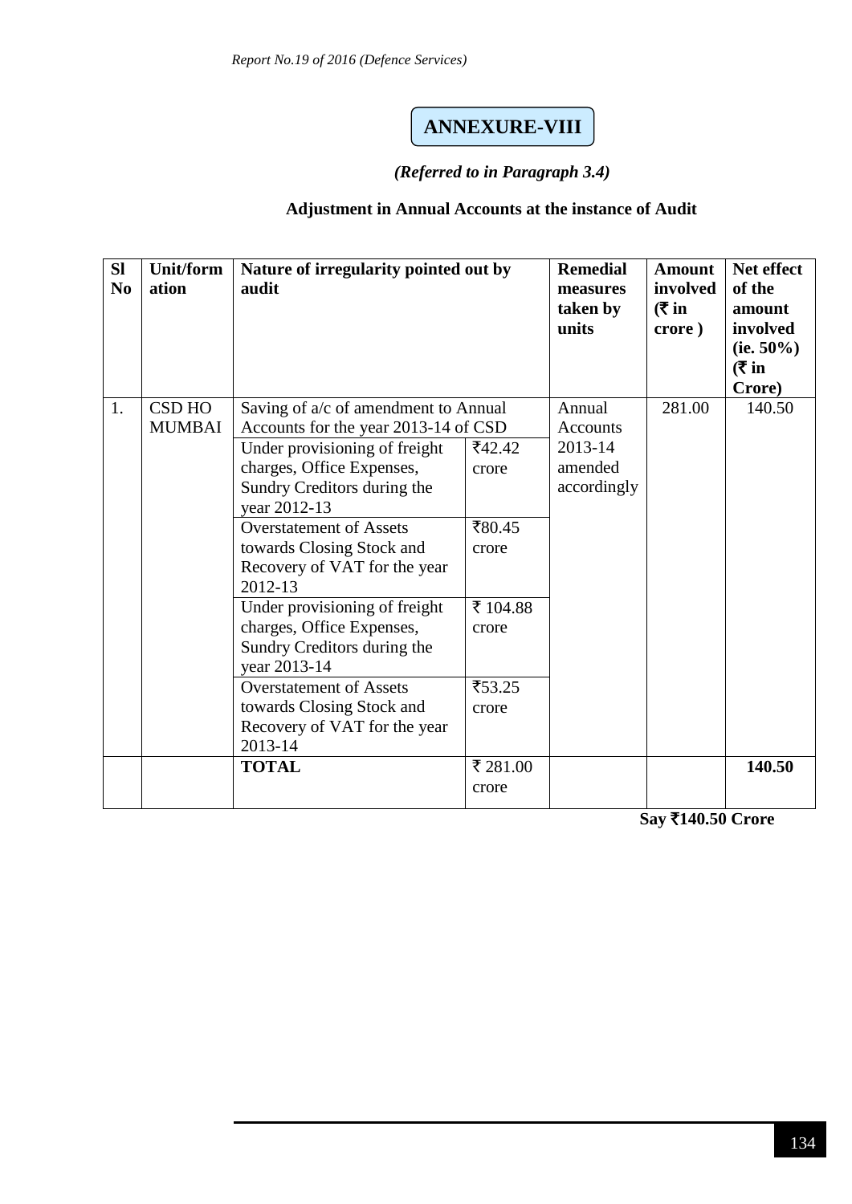# ANNEXURE-VIII

*(Referred to in Paragraph 3.4)*

**Adjustment in Annual Accounts at the instance of Audit**

| Sl No | Unit/formation | Nature of irregularity pointed out by audit | | Remedial measures taken by units | Amount involved (₹ in crore ) | Net effect of the amount involved (ie. 50%) (₹ in Crore) |
|---|---|---|---|---|---|---|
| 1. | CSD HO MUMBAI | Saving of a/c of amendment to Annual Accounts for the year 2013-14 of CSD | | Annual Accounts 2013-14 amended accordingly | 281.00 | 140.50 |
| | | Under provisioning of freight charges, Office Expenses, Sundry Creditors during the year 2012-13 | ₹42.42 crore | | | |
| | | Overstatement of Assets towards Closing Stock and Recovery of VAT for the year 2012-13 | ₹80.45 crore | | | |
| | | Under provisioning of freight charges, Office Expenses, Sundry Creditors during the year 2013-14 | ₹ 104.88 crore | | | |
| | | Overstatement of Assets towards Closing Stock and Recovery of VAT for the year 2013-14 | ₹53.25 crore | | | |
| | | **TOTAL** | ₹ 281.00 crore | | | **140.50** |

**Say ₹140.50 Crore**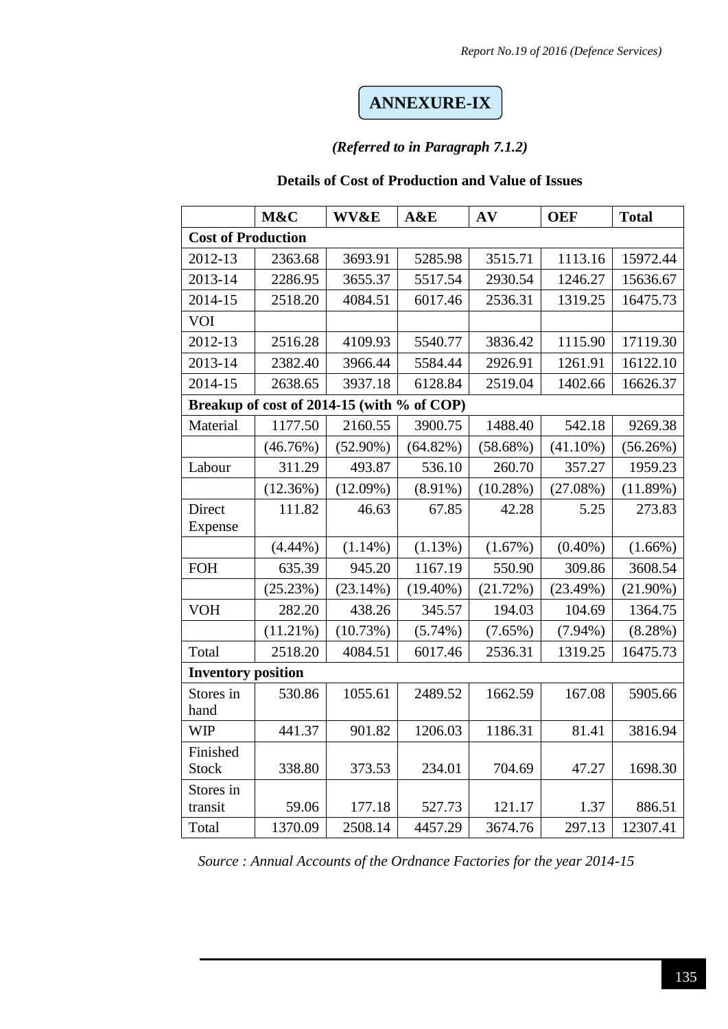# ANNEXURE-IX

*(Referred to in Paragraph 7.1.2)*

**Details of Cost of Production and Value of Issues**

| | M&C | WV&E | A&E | AV | OEF | Total |
|---|---|---|---|---|---|---|
| **Cost of Production** | | | | | | |
| 2012-13 | 2363.68 | 3693.91 | 5285.98 | 3515.71 | 1113.16 | 15972.44 |
| 2013-14 | 2286.95 | 3655.37 | 5517.54 | 2930.54 | 1246.27 | 15636.67 |
| 2014-15 | 2518.20 | 4084.51 | 6017.46 | 2536.31 | 1319.25 | 16475.73 |
| VOI | | | | | | |
| 2012-13 | 2516.28 | 4109.93 | 5540.77 | 3836.42 | 1115.90 | 17119.30 |
| 2013-14 | 2382.40 | 3966.44 | 5584.44 | 2926.91 | 1261.91 | 16122.10 |
| 2014-15 | 2638.65 | 3937.18 | 6128.84 | 2519.04 | 1402.66 | 16626.37 |
| **Breakup of cost of 2014-15 (with % of COP)** | | | | | | |
| Material | 1177.50 | 2160.55 | 3900.75 | 1488.40 | 542.18 | 9269.38 |
| | (46.76%) | (52.90%) | (64.82%) | (58.68%) | (41.10%) | (56.26%) |
| Labour | 311.29 | 493.87 | 536.10 | 260.70 | 357.27 | 1959.23 |
| | (12.36%) | (12.09%) | (8.91%) | (10.28%) | (27.08%) | (11.89%) |
| Direct Expense | 111.82 | 46.63 | 67.85 | 42.28 | 5.25 | 273.83 |
| | (4.44%) | (1.14%) | (1.13%) | (1.67%) | (0.40%) | (1.66%) |
| FOH | 635.39 | 945.20 | 1167.19 | 550.90 | 309.86 | 3608.54 |
| | (25.23%) | (23.14%) | (19.40%) | (21.72%) | (23.49%) | (21.90%) |
| VOH | 282.20 | 438.26 | 345.57 | 194.03 | 104.69 | 1364.75 |
| | (11.21%) | (10.73%) | (5.74%) | (7.65%) | (7.94%) | (8.28%) |
| Total | 2518.20 | 4084.51 | 6017.46 | 2536.31 | 1319.25 | 16475.73 |
| **Inventory position** | | | | | | |
| Stores in hand | 530.86 | 1055.61 | 2489.52 | 1662.59 | 167.08 | 5905.66 |
| WIP | 441.37 | 901.82 | 1206.03 | 1186.31 | 81.41 | 3816.94 |
| Finished Stock | 338.80 | 373.53 | 234.01 | 704.69 | 47.27 | 1698.30 |
| Stores in transit | 59.06 | 177.18 | 527.73 | 121.17 | 1.37 | 886.51 |
| Total | 1370.09 | 2508.14 | 4457.29 | 3674.76 | 297.13 | 12307.41 |

*Source : Annual Accounts of the Ordnance Factories for the year 2014-15*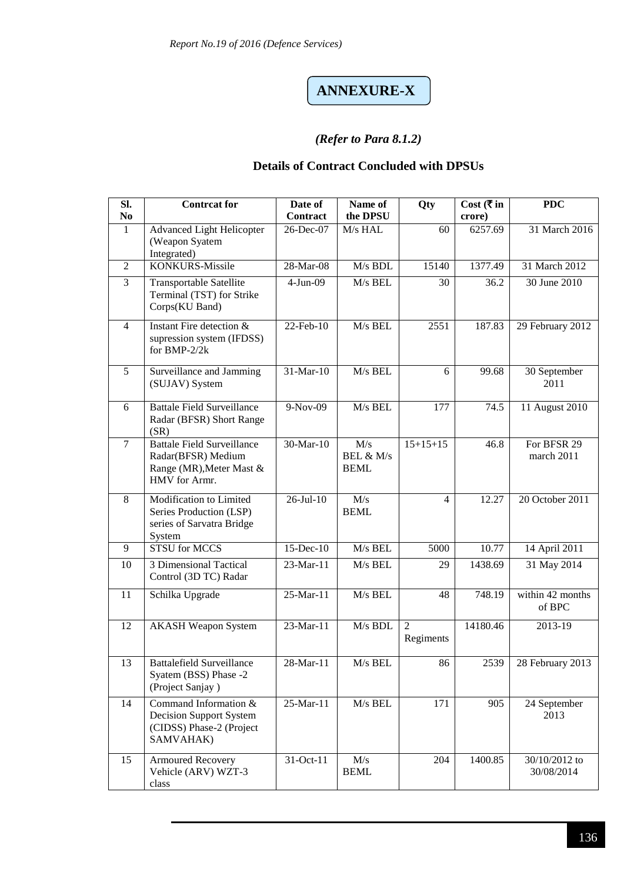# ANNEXURE-X

*(Refer to Para 8.1.2)*

## Details of Contract Concluded with DPSUs

| Sl. No | Contrcat for | Date of Contract | Name of the DPSU | Qty | Cost (₹ in crore) | PDC |
|---|---|---|---|---|---|---|
| 1 | Advanced Light Helicopter (Weapon Syatem Integrated) | 26-Dec-07 | M/s HAL | 60 | 6257.69 | 31 March 2016 |
| 2 | KONKURS-Missile | 28-Mar-08 | M/s BDL | 15140 | 1377.49 | 31 March 2012 |
| 3 | Transportable Satellite Terminal (TST) for Strike Corps(KU Band) | 4-Jun-09 | M/s BEL | 30 | 36.2 | 30 June 2010 |
| 4 | Instant Fire detection & supression system (IFDSS) for BMP-2/2k | 22-Feb-10 | M/s BEL | 2551 | 187.83 | 29 February 2012 |
| 5 | Surveillance and Jamming (SUJAV) System | 31-Mar-10 | M/s BEL | 6 | 99.68 | 30 September 2011 |
| 6 | Battale Field Surveillance Radar (BFSR) Short Range (SR) | 9-Nov-09 | M/s BEL | 177 | 74.5 | 11 August 2010 |
| 7 | Battale Field Surveillance Radar(BFSR) Medium Range (MR),Meter Mast & HMV for Armr. | 30-Mar-10 | M/s BEL & M/s BEML | 15+15+15 | 46.8 | For BFSR 29 march 2011 |
| 8 | Modification to Limited Series Production (LSP) series of Sarvatra Bridge System | 26-Jul-10 | M/s BEML | 4 | 12.27 | 20 October 2011 |
| 9 | STSU for MCCS | 15-Dec-10 | M/s BEL | 5000 | 10.77 | 14 April 2011 |
| 10 | 3 Dimensional Tactical Control (3D TC) Radar | 23-Mar-11 | M/s BEL | 29 | 1438.69 | 31 May 2014 |
| 11 | Schilka Upgrade | 25-Mar-11 | M/s BEL | 48 | 748.19 | within 42 months of BPC |
| 12 | AKASH Weapon System | 23-Mar-11 | M/s BDL | 2 Regiments | 14180.46 | 2013-19 |
| 13 | Battalefield Surveillance Syatem (BSS) Phase -2 (Project Sanjay ) | 28-Mar-11 | M/s BEL | 86 | 2539 | 28 February 2013 |
| 14 | Command Information & Decision Support System (CIDSS) Phase-2 (Project SAMVAHAK) | 25-Mar-11 | M/s BEL | 171 | 905 | 24 September 2013 |
| 15 | Armoured Recovery Vehicle (ARV) WZT-3 class | 31-Oct-11 | M/s BEML | 204 | 1400.85 | 30/10/2012 to 30/08/2014 |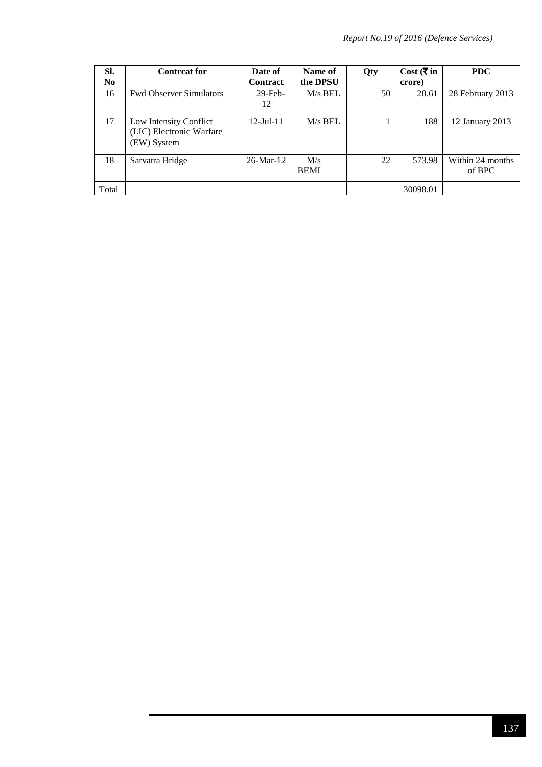| Sl. No | Contrcat for | Date of Contract | Name of the DPSU | Qty | Cost (₹ in crore) | PDC |
|---|---|---|---|---|---|---|
| 16 | Fwd Observer Simulators | 29-Feb-12 | M/s BEL | 50 | 20.61 | 28 February 2013 |
| 17 | Low Intensity Conflict (LIC) Electronic Warfare (EW) System | 12-Jul-11 | M/s BEL | 1 | 188 | 12 January 2013 |
| 18 | Sarvatra Bridge | 26-Mar-12 | M/s BEML | 22 | 573.98 | Within 24 months of BPC |
| Total | | | | | 30098.01 | |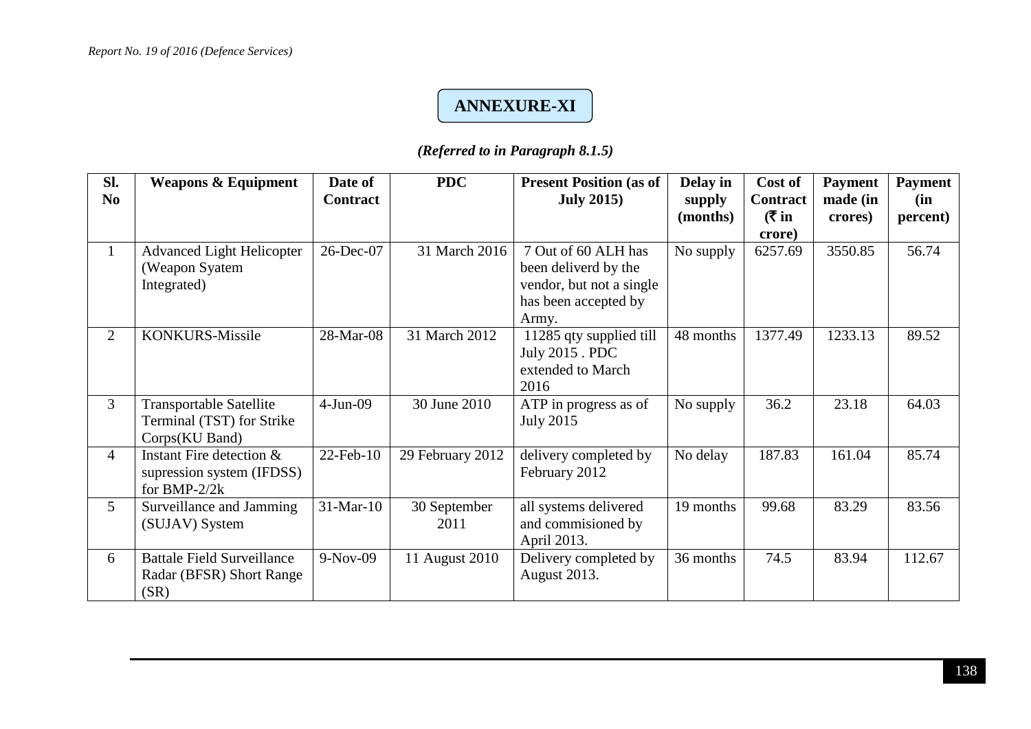# ANNEXURE-XI

*(Referred to in Paragraph 8.1.5)*

| Sl. No | Weapons & Equipment | Date of Contract | PDC | Present Position (as of July 2015) | Delay in supply (months) | Cost of Contract (₹ in crore) | Payment made (in crores) | Payment (in percent) |
|---|---|---|---|---|---|---|---|---|
| 1 | Advanced Light Helicopter (Weapon Syatem Integrated) | 26-Dec-07 | 31 March 2016 | 7 Out of 60 ALH has been deliverd by the vendor, but not a single has been accepted by Army. | No supply | 6257.69 | 3550.85 | 56.74 |
| 2 | KONKURS-Missile | 28-Mar-08 | 31 March 2012 | 11285 qty supplied till July 2015 . PDC extended to March 2016 | 48 months | 1377.49 | 1233.13 | 89.52 |
| 3 | Transportable Satellite Terminal (TST) for Strike Corps(KU Band) | 4-Jun-09 | 30 June 2010 | ATP in progress as of July 2015 | No supply | 36.2 | 23.18 | 64.03 |
| 4 | Instant Fire detection & supression system (IFDSS) for BMP-2/2k | 22-Feb-10 | 29 February 2012 | delivery completed by February 2012 | No delay | 187.83 | 161.04 | 85.74 |
| 5 | Surveillance and Jamming (SUJAV) System | 31-Mar-10 | 30 September 2011 | all systems delivered and commisioned by April 2013. | 19 months | 99.68 | 83.29 | 83.56 |
| 6 | Battale Field Surveillance Radar (BFSR) Short Range (SR) | 9-Nov-09 | 11 August 2010 | Delivery completed by August 2013. | 36 months | 74.5 | 83.94 | 112.67 |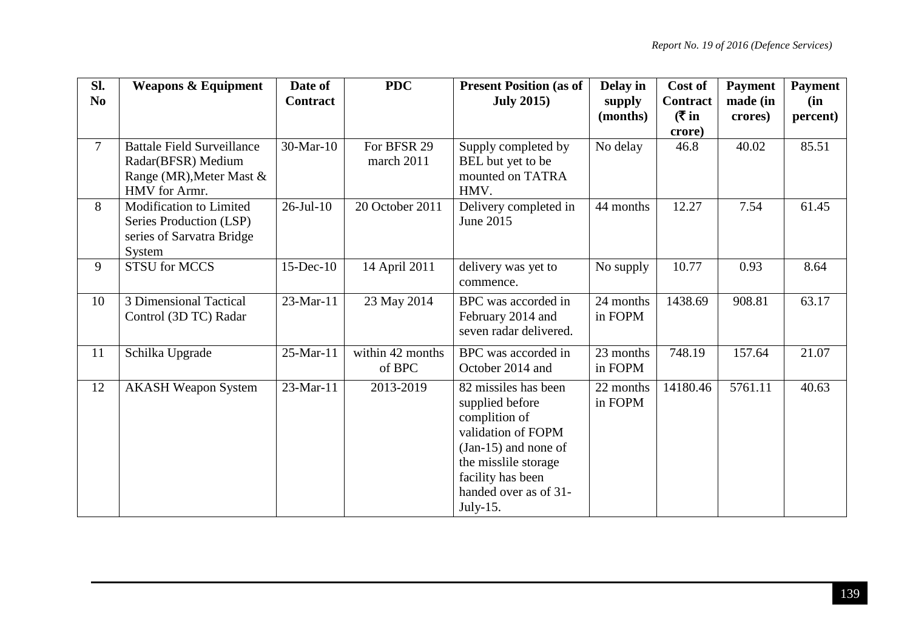| Sl. No | Weapons & Equipment | Date of Contract | PDC | Present Position (as of July 2015) | Delay in supply (months) | Cost of Contract (₹ in crore) | Payment made (in crores) | Payment (in percent) |
|---|---|---|---|---|---|---|---|---|
| 7 | Battale Field Surveillance Radar(BFSR) Medium Range (MR),Meter Mast & HMV for Armr. | 30-Mar-10 | For BFSR 29 march 2011 | Supply completed by BEL but yet to be mounted on TATRA HMV. | No delay | 46.8 | 40.02 | 85.51 |
| 8 | Modification to Limited Series Production (LSP) series of Sarvatra Bridge System | 26-Jul-10 | 20 October 2011 | Delivery completed in June 2015 | 44 months | 12.27 | 7.54 | 61.45 |
| 9 | STSU for MCCS | 15-Dec-10 | 14 April 2011 | delivery was yet to commence. | No supply | 10.77 | 0.93 | 8.64 |
| 10 | 3 Dimensional Tactical Control (3D TC) Radar | 23-Mar-11 | 23 May 2014 | BPC was accorded in February 2014 and seven radar delivered. | 24 months in FOPM | 1438.69 | 908.81 | 63.17 |
| 11 | Schilka Upgrade | 25-Mar-11 | within 42 months of BPC | BPC was accorded in October 2014 and | 23 months in FOPM | 748.19 | 157.64 | 21.07 |
| 12 | AKASH Weapon System | 23-Mar-11 | 2013-2019 | 82 missiles has been supplied before complition of validation of FOPM (Jan-15) and none of the misslile storage facility has been handed over as of 31-July-15. | 22 months in FOPM | 14180.46 | 5761.11 | 40.63 |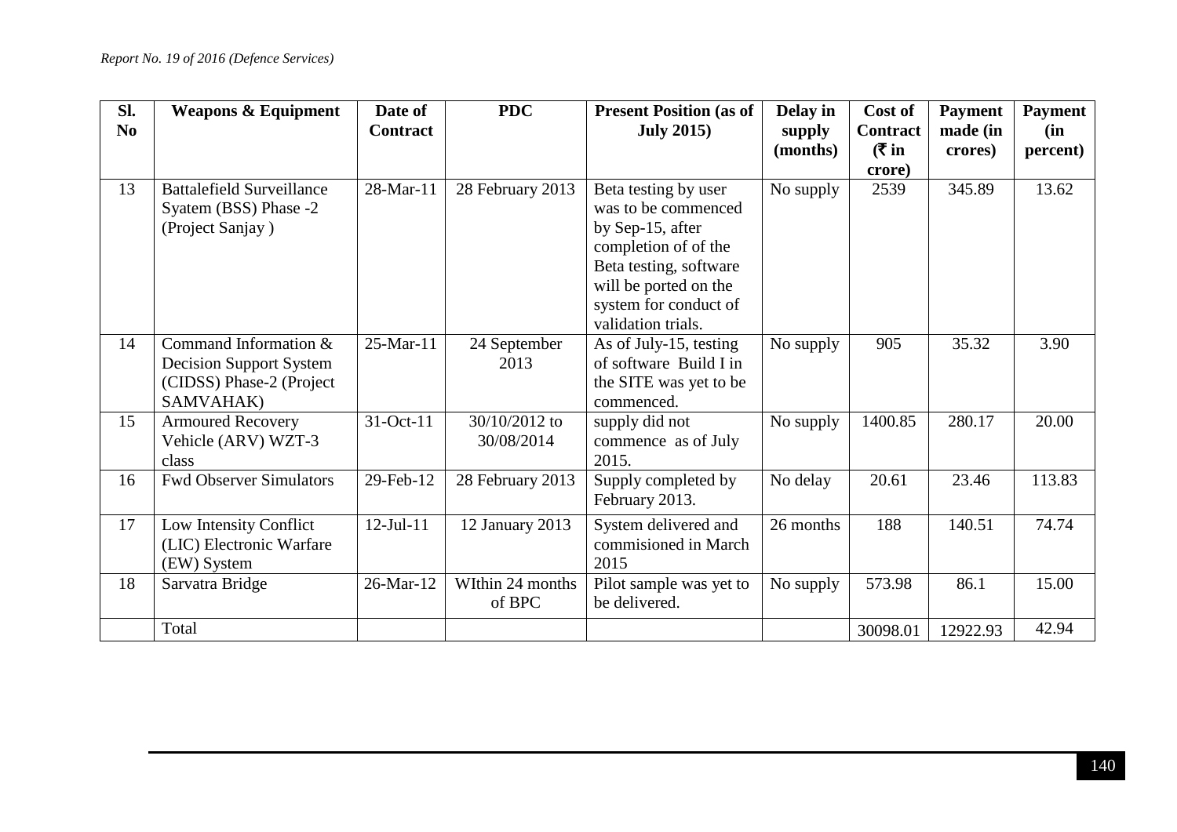| Sl. No | Weapons & Equipment | Date of Contract | PDC | Present Position (as of July 2015) | Delay in supply (months) | Cost of Contract (₹ in crore) | Payment made (in crores) | Payment (in percent) |
|---|---|---|---|---|---|---|---|---|
| 13 | Battalefield Surveillance Syatem (BSS) Phase -2 (Project Sanjay ) | 28-Mar-11 | 28 February 2013 | Beta testing by user was to be commenced by Sep-15, after completion of of the Beta testing, software will be ported on the system for conduct of validation trials. | No supply | 2539 | 345.89 | 13.62 |
| 14 | Command Information & Decision Support System (CIDSS) Phase-2 (Project SAMVAHAK) | 25-Mar-11 | 24 September 2013 | As of July-15, testing of software Build I in the SITE was yet to be commenced. | No supply | 905 | 35.32 | 3.90 |
| 15 | Armoured Recovery Vehicle (ARV) WZT-3 class | 31-Oct-11 | 30/10/2012 to 30/08/2014 | supply did not commence as of July 2015. | No supply | 1400.85 | 280.17 | 20.00 |
| 16 | Fwd Observer Simulators | 29-Feb-12 | 28 February 2013 | Supply completed by February 2013. | No delay | 20.61 | 23.46 | 113.83 |
| 17 | Low Intensity Conflict (LIC) Electronic Warfare (EW) System | 12-Jul-11 | 12 January 2013 | System delivered and commisioned in March 2015 | 26 months | 188 | 140.51 | 74.74 |
| 18 | Sarvatra Bridge | 26-Mar-12 | WIthin 24 months of BPC | Pilot sample was yet to be delivered. | No supply | 573.98 | 86.1 | 15.00 |
| | Total | | | | | 30098.01 | 12922.93 | 42.94 |